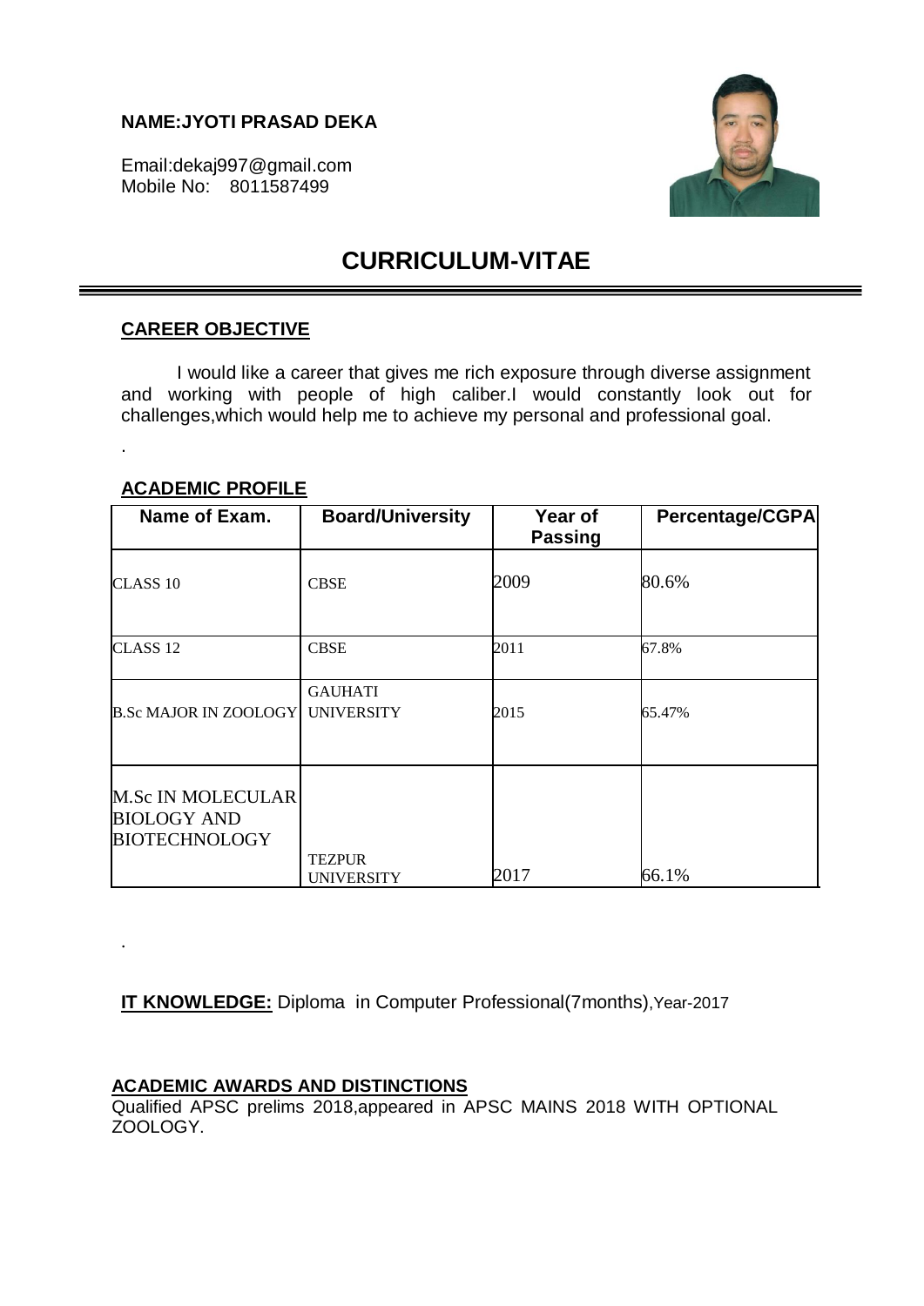**NAME:JYOTI PRASAD DEKA**

Email:dekaj997@gmail.com
Mobile No: 8011587499

# CURRICULUM-VITAE

## CAREER OBJECTIVE

I would like a career that gives me rich exposure through diverse assignment and working with people of high caliber.I would constantly look out for challenges,which would help me to achieve my personal and professional goal.

.

## ACADEMIC PROFILE

| Name of Exam. | Board/University | Year of Passing | Percentage/CGPA |
|---|---|---|---|
| CLASS 10 | CBSE | 2009 | 80.6% |
| CLASS 12 | CBSE | 2011 | 67.8% |
| B.Sc MAJOR IN ZOOLOGY | GAUHATI UNIVERSITY | 2015 | 65.47% |
| M.Sc IN MOLECULAR BIOLOGY AND BIOTECHNOLOGY | TEZPUR UNIVERSITY | 2017 | 66.1% |

.

**IT KNOWLEDGE:** Diploma in Computer Professional(7months),Year-2017

## ACADEMIC AWARDS AND DISTINCTIONS

Qualified APSC prelims 2018,appeared in APSC MAINS 2018 WITH OPTIONAL ZOOLOGY.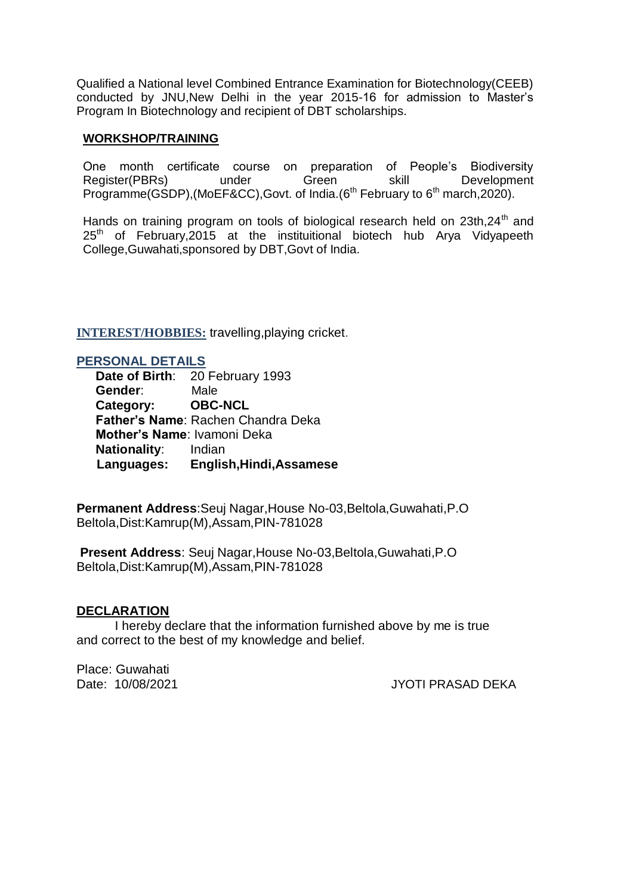Qualified a National level Combined Entrance Examination for Biotechnology(CEEB) conducted by JNU,New Delhi in the year 2015-16 for admission to Master's Program In Biotechnology and recipient of DBT scholarships.

## WORKSHOP/TRAINING

One month certificate course on preparation of People's Biodiversity Register(PBRs) under Green skill Development Programme(GSDP),(MoEF&CC),Govt. of India.(6th February to 6th march,2020).

Hands on training program on tools of biological research held on 23th,24th and 25th of February,2015 at the instituitional biotech hub Arya Vidyapeeth College,Guwahati,sponsored by DBT,Govt of India.

**INTEREST/HOBBIES:** travelling,playing cricket.

## PERSONAL DETAILS

**Date of Birth**: 20 February 1993
**Gender**: Male
**Category:** **OBC-NCL**
**Father's Name**: Rachen Chandra Deka
**Mother's Name**: Ivamoni Deka
**Nationality**: Indian
**Languages:** **English,Hindi,Assamese**

**Permanent Address**:Seuj Nagar,House No-03,Beltola,Guwahati,P.O Beltola,Dist:Kamrup(M),Assam,PIN-781028

**Present Address**: Seuj Nagar,House No-03,Beltola,Guwahati,P.O Beltola,Dist:Kamrup(M),Assam,PIN-781028

## DECLARATION

I hereby declare that the information furnished above by me is true and correct to the best of my knowledge and belief.

Place: Guwahati
Date: 10/08/2021

JYOTI PRASAD DEKA